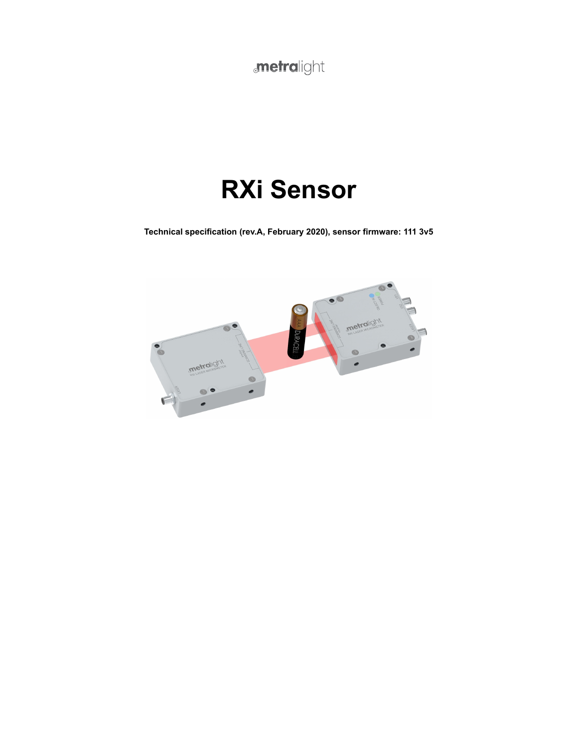metralight

# RXi Sensor

**Technical specification (rev.A, February 2020), sensor firmware: 111 3v5**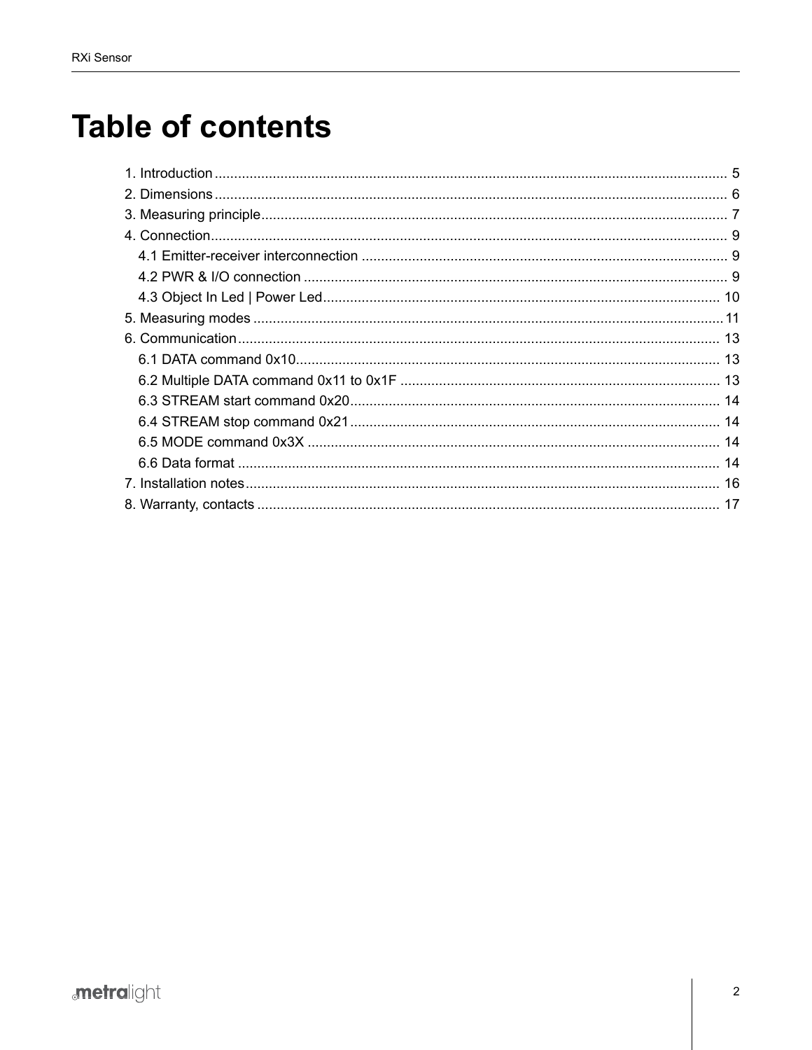# Table of contents

- 1. Introduction .................... 5
- 2. Dimensions .................... 6
- 3. Measuring principle .................... 7
- 4. Connection .................... 9
  - 4.1 Emitter-receiver interconnection .................... 9
  - 4.2 PWR & I/O connection .................... 9
  - 4.3 Object In Led | Power Led .................... 10
- 5. Measuring modes .................... 11
- 6. Communication .................... 13
  - 6.1 DATA command 0x10 .................... 13
  - 6.2 Multiple DATA command 0x11 to 0x1F .................... 13
  - 6.3 STREAM start command 0x20 .................... 14
  - 6.4 STREAM stop command 0x21 .................... 14
  - 6.5 MODE command 0x3X .................... 14
  - 6.6 Data format .................... 14
- 7. Installation notes .................... 16
- 8. Warranty, contacts .................... 17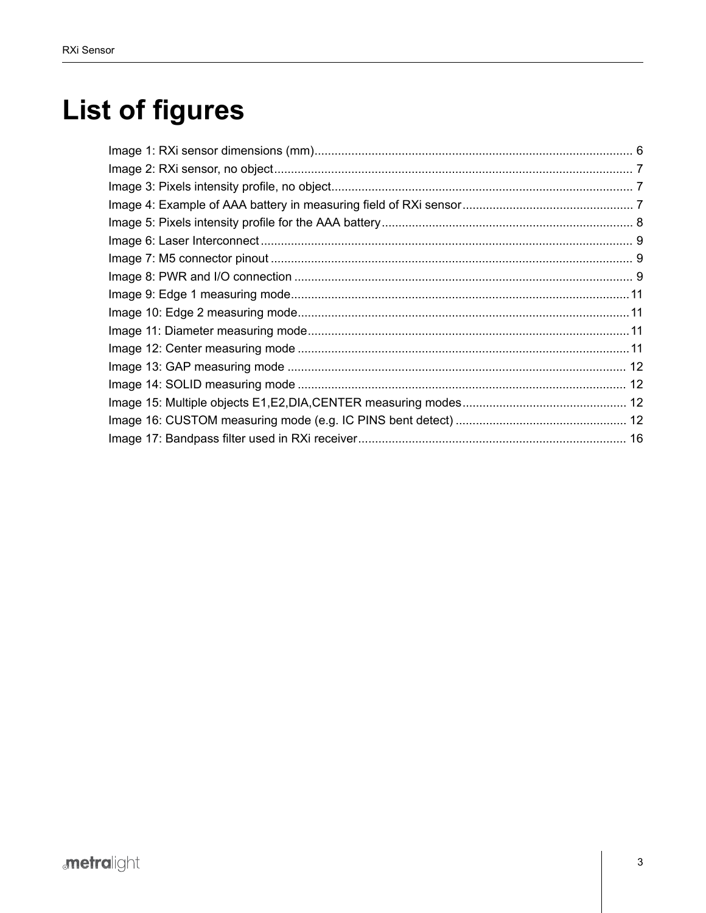# List of figures

Image 1: RXi sensor dimensions (mm) ... 6
Image 2: RXi sensor, no object ... 7
Image 3: Pixels intensity profile, no object ... 7
Image 4: Example of AAA battery in measuring field of RXi sensor ... 7
Image 5: Pixels intensity profile for the AAA battery ... 8
Image 6: Laser Interconnect ... 9
Image 7: M5 connector pinout ... 9
Image 8: PWR and I/O connection ... 9
Image 9: Edge 1 measuring mode ... 11
Image 10: Edge 2 measuring mode ... 11
Image 11: Diameter measuring mode ... 11
Image 12: Center measuring mode ... 11
Image 13: GAP measuring mode ... 12
Image 14: SOLID measuring mode ... 12
Image 15: Multiple objects E1,E2,DIA,CENTER measuring modes ... 12
Image 16: CUSTOM measuring mode (e.g. IC PINS bent detect) ... 12
Image 17: Bandpass filter used in RXi receiver ... 16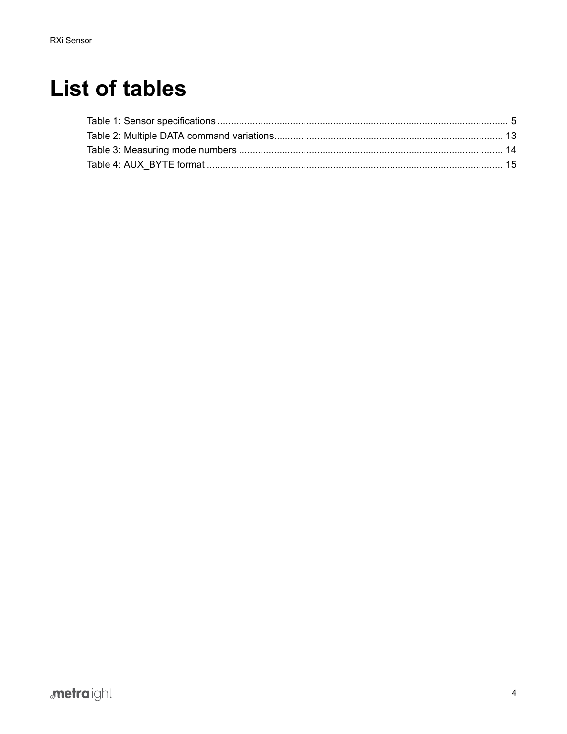# List of tables

Table 1: Sensor specifications ..... 5
Table 2: Multiple DATA command variations ..... 13
Table 3: Measuring mode numbers ..... 14
Table 4: AUX_BYTE format ..... 15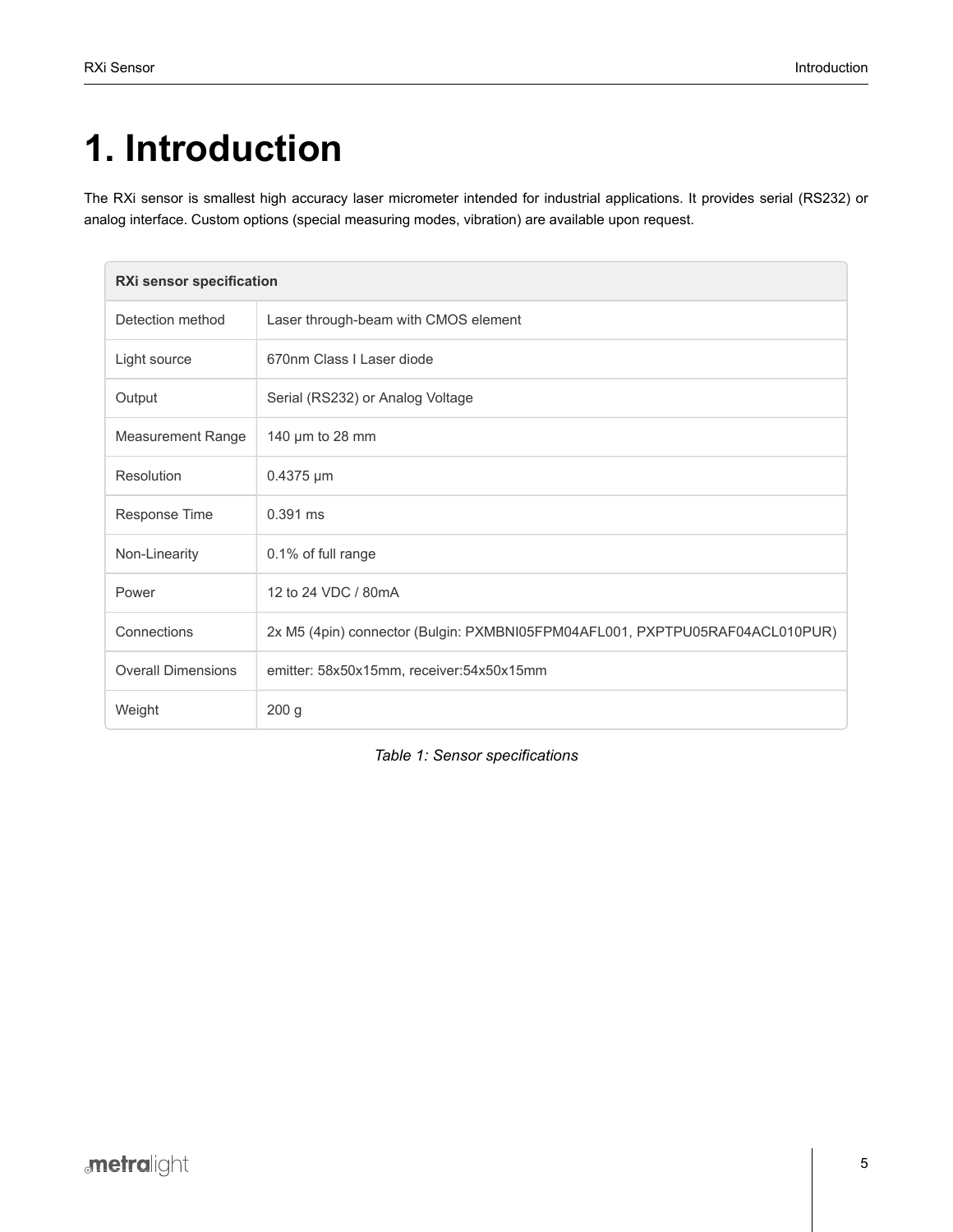# 1. Introduction

The RXi sensor is smallest high accuracy laser micrometer intended for industrial applications. It provides serial (RS232) or analog interface. Custom options (special measuring modes, vibration) are available upon request.

| RXi sensor specification | |
|---|---|
| Detection method | Laser through-beam with CMOS element |
| Light source | 670nm Class I Laser diode |
| Output | Serial (RS232) or Analog Voltage |
| Measurement Range | 140 μm to 28 mm |
| Resolution | 0.4375 μm |
| Response Time | 0.391 ms |
| Non-Linearity | 0.1% of full range |
| Power | 12 to 24 VDC / 80mA |
| Connections | 2x M5 (4pin) connector (Bulgin: PXMBNI05FPM04AFL001, PXPTPU05RAF04ACL010PUR) |
| Overall Dimensions | emitter: 58x50x15mm, receiver:54x50x15mm |
| Weight | 200 g |

*Table 1: Sensor specifications*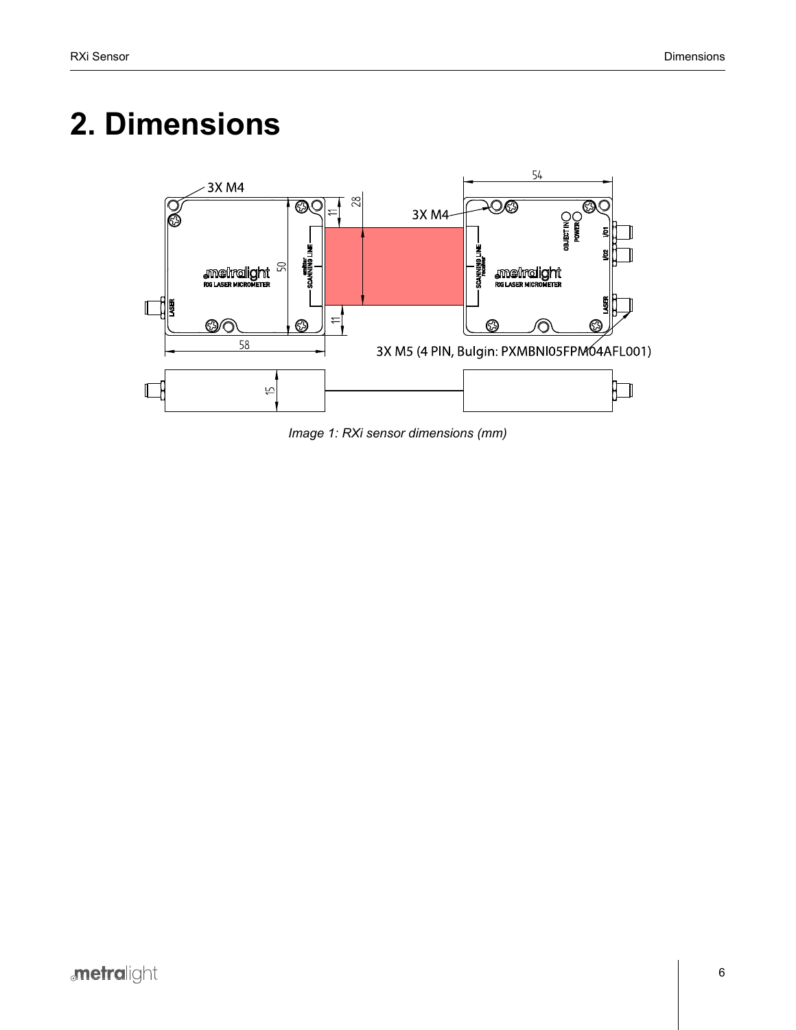# 2. Dimensions

*Image 1: RXi sensor dimensions (mm)*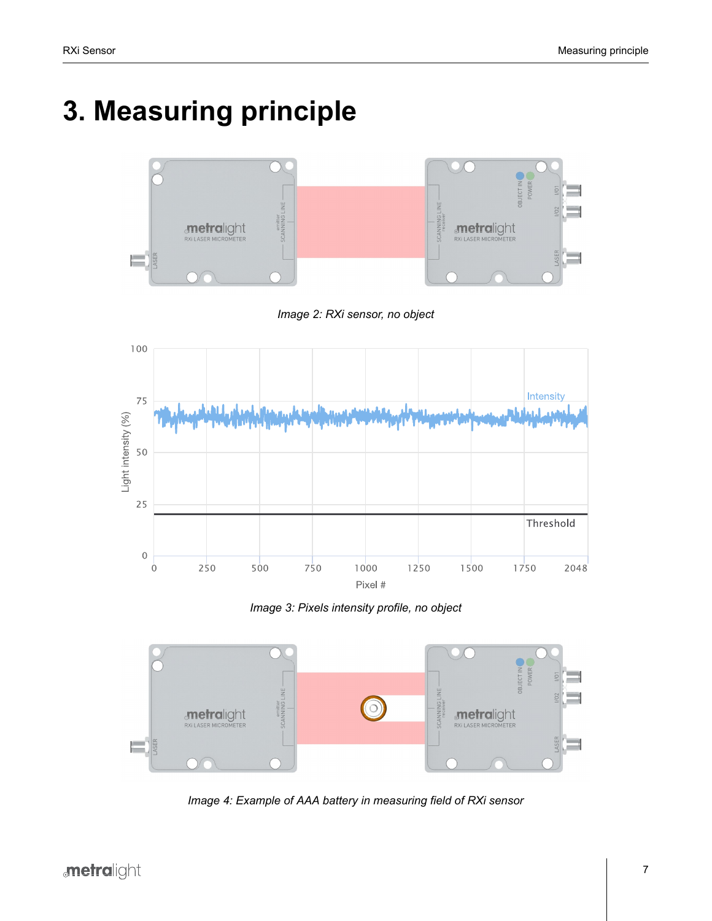# 3. Measuring principle

*Image 2: RXi sensor, no object*

*Image 3: Pixels intensity profile, no object*

*Image 4: Example of AAA battery in measuring field of RXi sensor*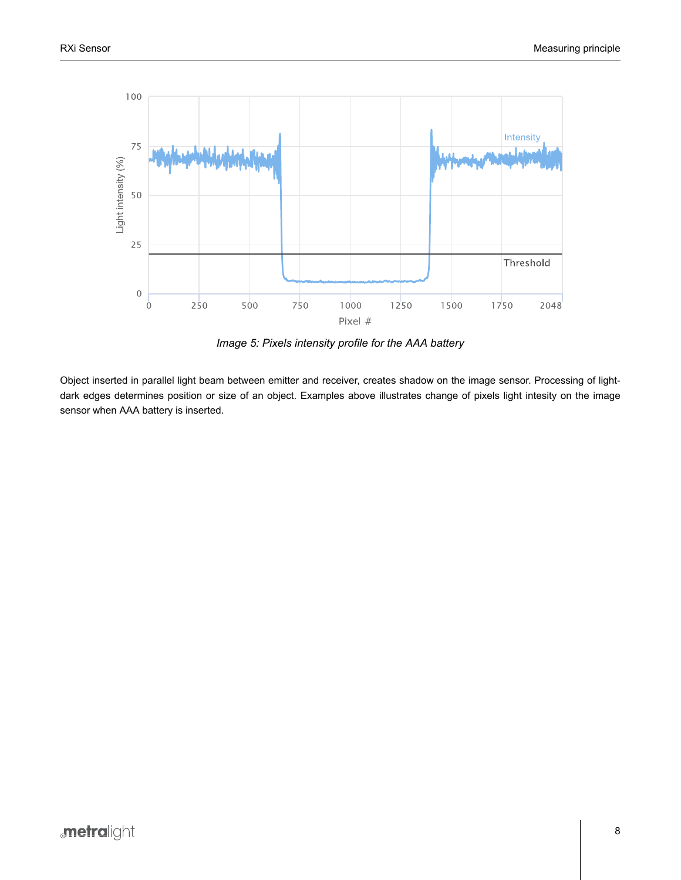*Image 5: Pixels intensity profile for the AAA battery*

Object inserted in parallel light beam between emitter and receiver, creates shadow on the image sensor. Processing of light-dark edges determines position or size of an object. Examples above illustrates change of pixels light intesity on the image sensor when AAA battery is inserted.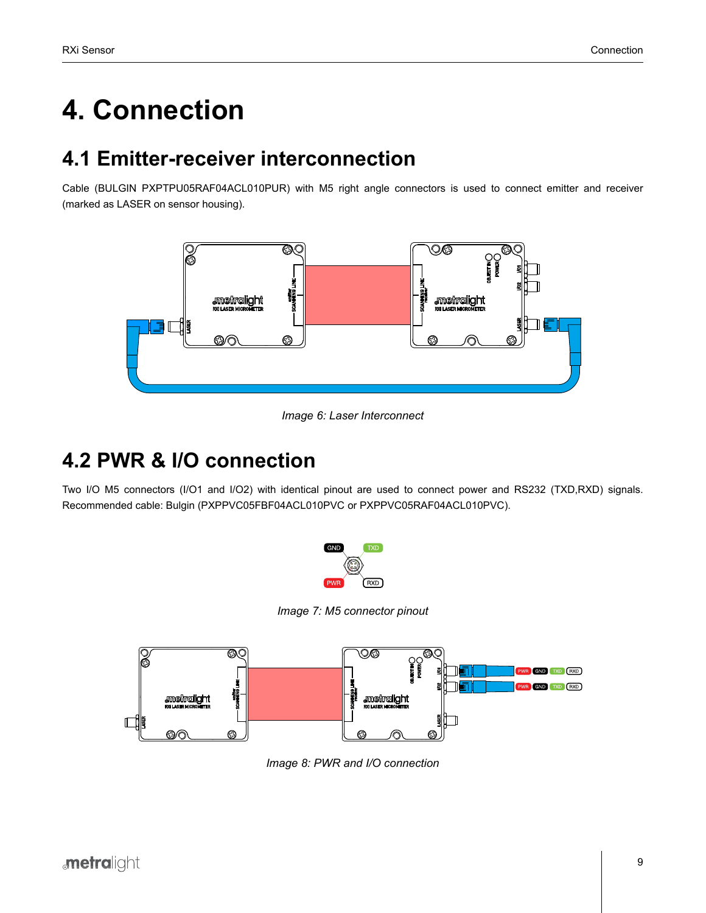# 4. Connection

## 4.1 Emitter-receiver interconnection

Cable (BULGIN PXPTPU05RAF04ACL010PUR) with M5 right angle connectors is used to connect emitter and receiver (marked as LASER on sensor housing).

*Image 6: Laser Interconnect*

## 4.2 PWR & I/O connection

Two I/O M5 connectors (I/O1 and I/O2) with identical pinout are used to connect power and RS232 (TXD,RXD) signals. Recommended cable: Bulgin (PXPPVC05FBF04ACL010PVC or PXPPVC05RAF04ACL010PVC).

*Image 7: M5 connector pinout*

*Image 8: PWR and I/O connection*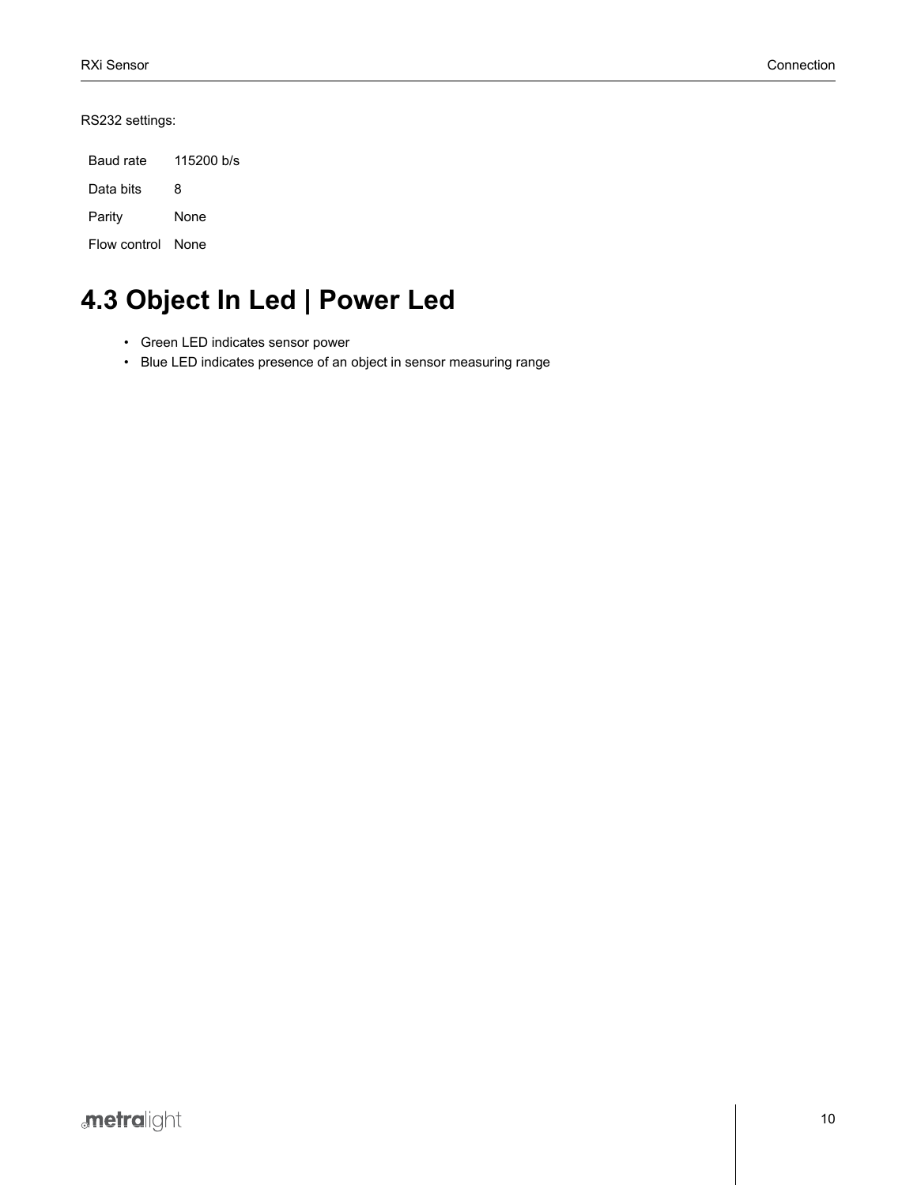RS232 settings:

| Baud rate | 115200 b/s |
| --- | --- |
| Data bits | 8 |
| Parity | None |
| Flow control | None |

## 4.3 Object In Led | Power Led

- Green LED indicates sensor power
- Blue LED indicates presence of an object in sensor measuring range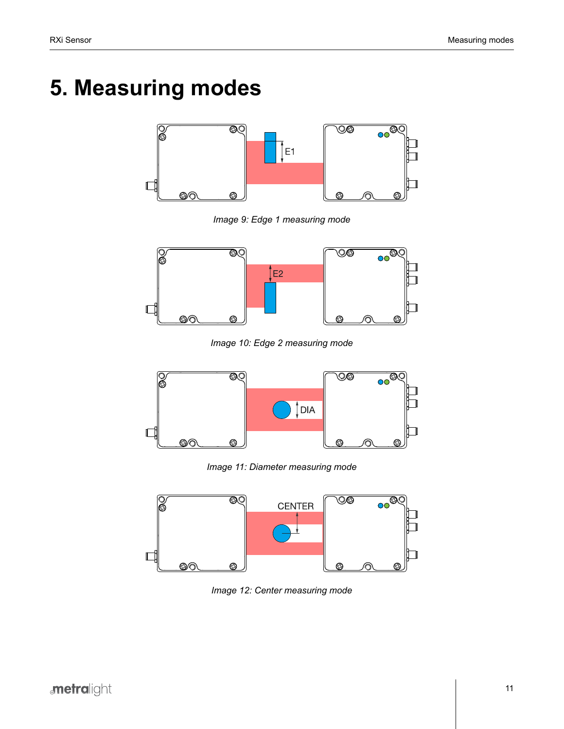# 5. Measuring modes

*Image 9: Edge 1 measuring mode*

*Image 10: Edge 2 measuring mode*

*Image 11: Diameter measuring mode*

*Image 12: Center measuring mode*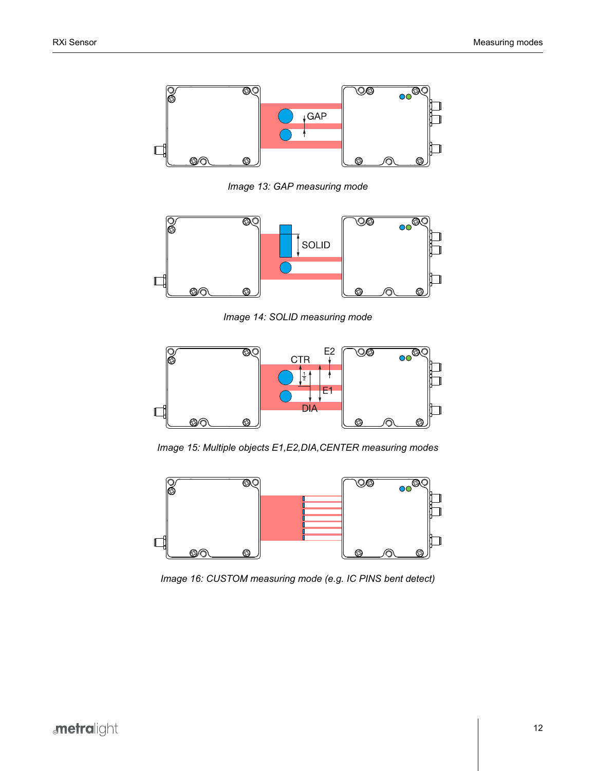*Image 13: GAP measuring mode*

*Image 14: SOLID measuring mode*

*Image 15: Multiple objects E1,E2,DIA,CENTER measuring modes*

*Image 16: CUSTOM measuring mode (e.g. IC PINS bent detect)*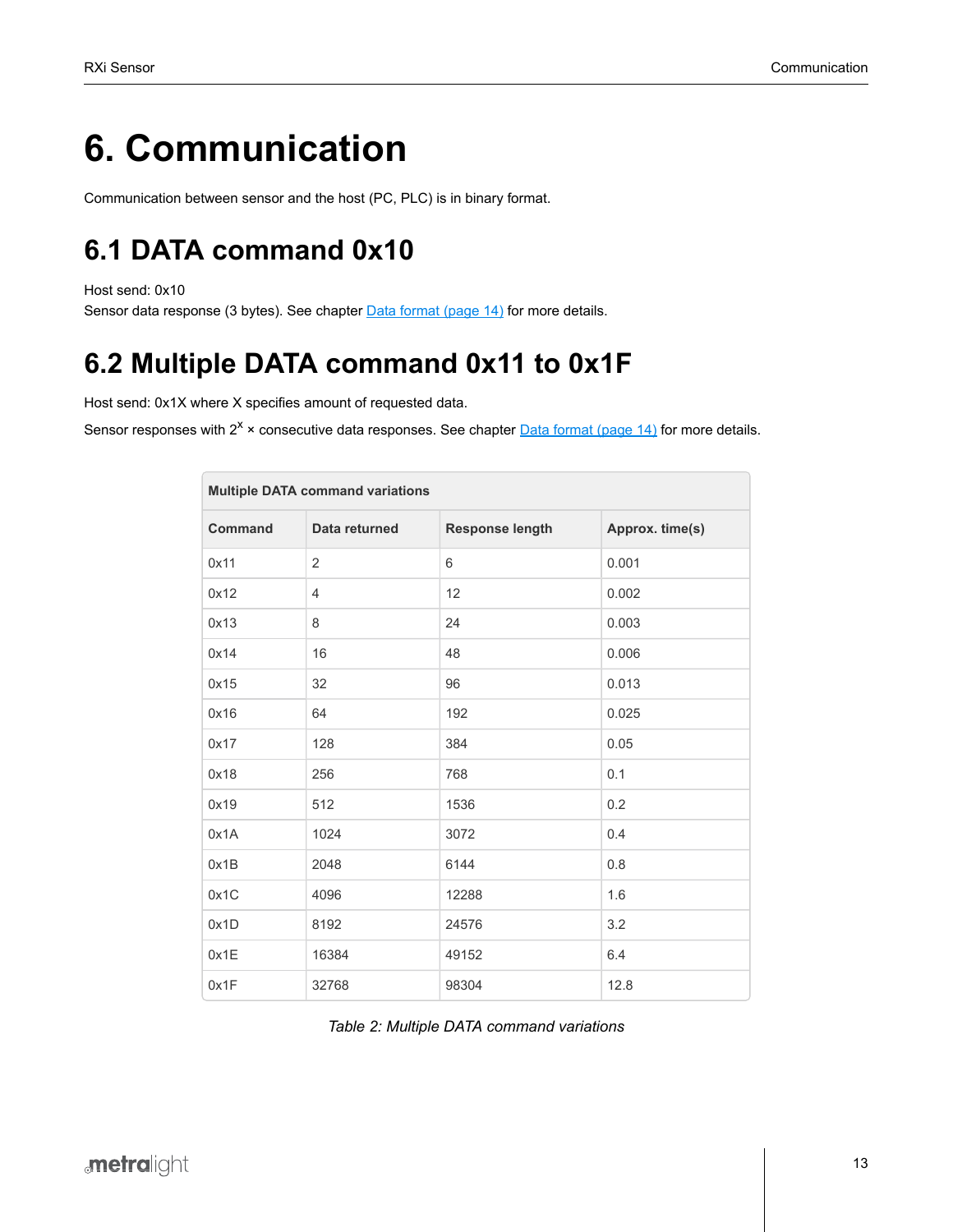# 6. Communication

Communication between sensor and the host (PC, PLC) is in binary format.

## 6.1 DATA command 0x10

Host send: 0x10
Sensor data response (3 bytes). See chapter [Data format (page 14)] for more details.

## 6.2 Multiple DATA command 0x11 to 0x1F

Host send: 0x1X where X specifies amount of requested data.

Sensor responses with $2^X$ × consecutive data responses. See chapter [Data format (page 14)] for more details.

| **Multiple DATA command variations** | | | |
|---|---|---|---|
| **Command** | **Data returned** | **Response length** | **Approx. time(s)** |
| 0x11 | 2 | 6 | 0.001 |
| 0x12 | 4 | 12 | 0.002 |
| 0x13 | 8 | 24 | 0.003 |
| 0x14 | 16 | 48 | 0.006 |
| 0x15 | 32 | 96 | 0.013 |
| 0x16 | 64 | 192 | 0.025 |
| 0x17 | 128 | 384 | 0.05 |
| 0x18 | 256 | 768 | 0.1 |
| 0x19 | 512 | 1536 | 0.2 |
| 0x1A | 1024 | 3072 | 0.4 |
| 0x1B | 2048 | 6144 | 0.8 |
| 0x1C | 4096 | 12288 | 1.6 |
| 0x1D | 8192 | 24576 | 3.2 |
| 0x1E | 16384 | 49152 | 6.4 |
| 0x1F | 32768 | 98304 | 12.8 |

*Table 2: Multiple DATA command variations*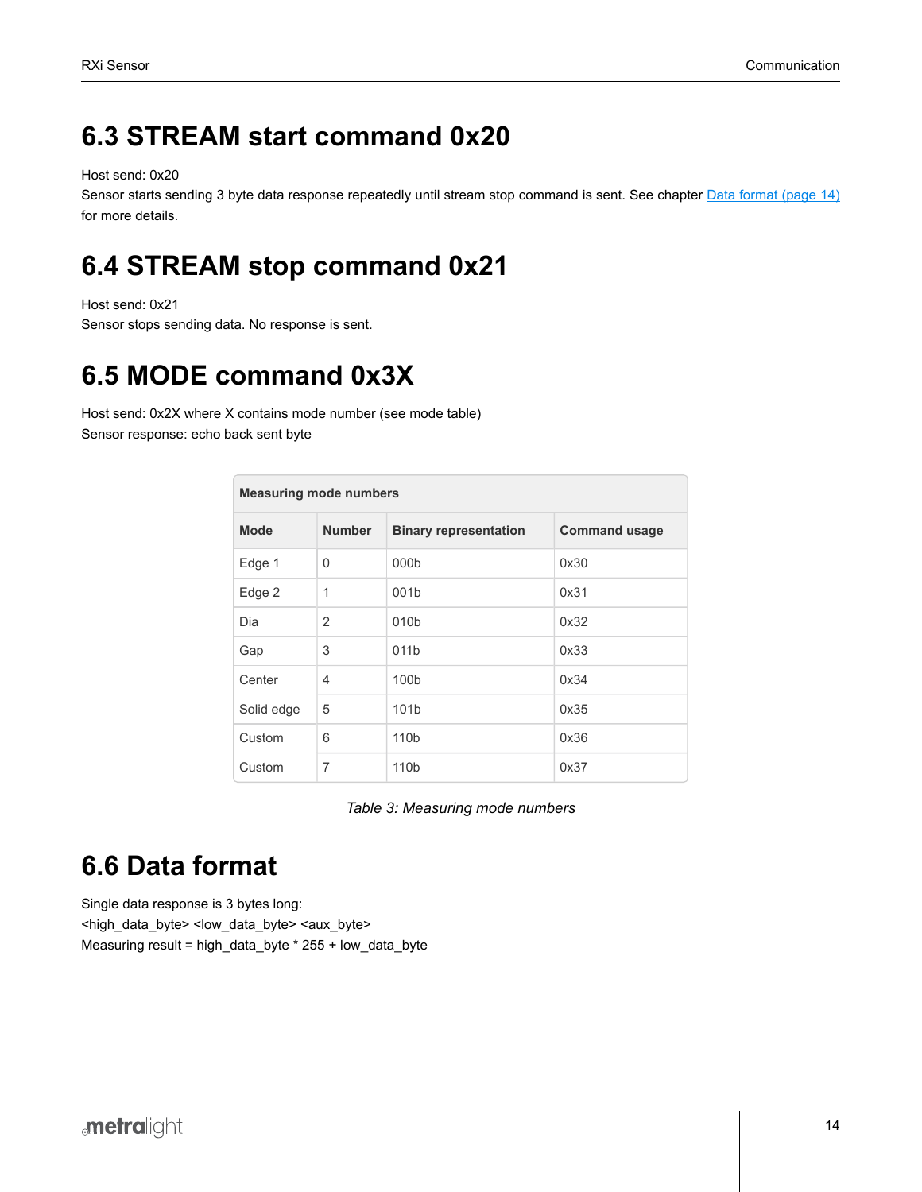## 6.3 STREAM start command 0x20

Host send: 0x20
Sensor starts sending 3 byte data response repeatedly until stream stop command is sent. See chapter [Data format (page 14)] for more details.

## 6.4 STREAM stop command 0x21

Host send: 0x21
Sensor stops sending data. No response is sent.

## 6.5 MODE command 0x3X

Host send: 0x2X where X contains mode number (see mode table)
Sensor response: echo back sent byte

| Measuring mode numbers | | | |
|---|---|---|---|
| **Mode** | **Number** | **Binary representation** | **Command usage** |
| Edge 1 | 0 | 000b | 0x30 |
| Edge 2 | 1 | 001b | 0x31 |
| Dia | 2 | 010b | 0x32 |
| Gap | 3 | 011b | 0x33 |
| Center | 4 | 100b | 0x34 |
| Solid edge | 5 | 101b | 0x35 |
| Custom | 6 | 110b | 0x36 |
| Custom | 7 | 110b | 0x37 |

*Table 3: Measuring mode numbers*

## 6.6 Data format

Single data response is 3 bytes long:
<high_data_byte> <low_data_byte> <aux_byte>
Measuring result = high_data_byte * 255 + low_data_byte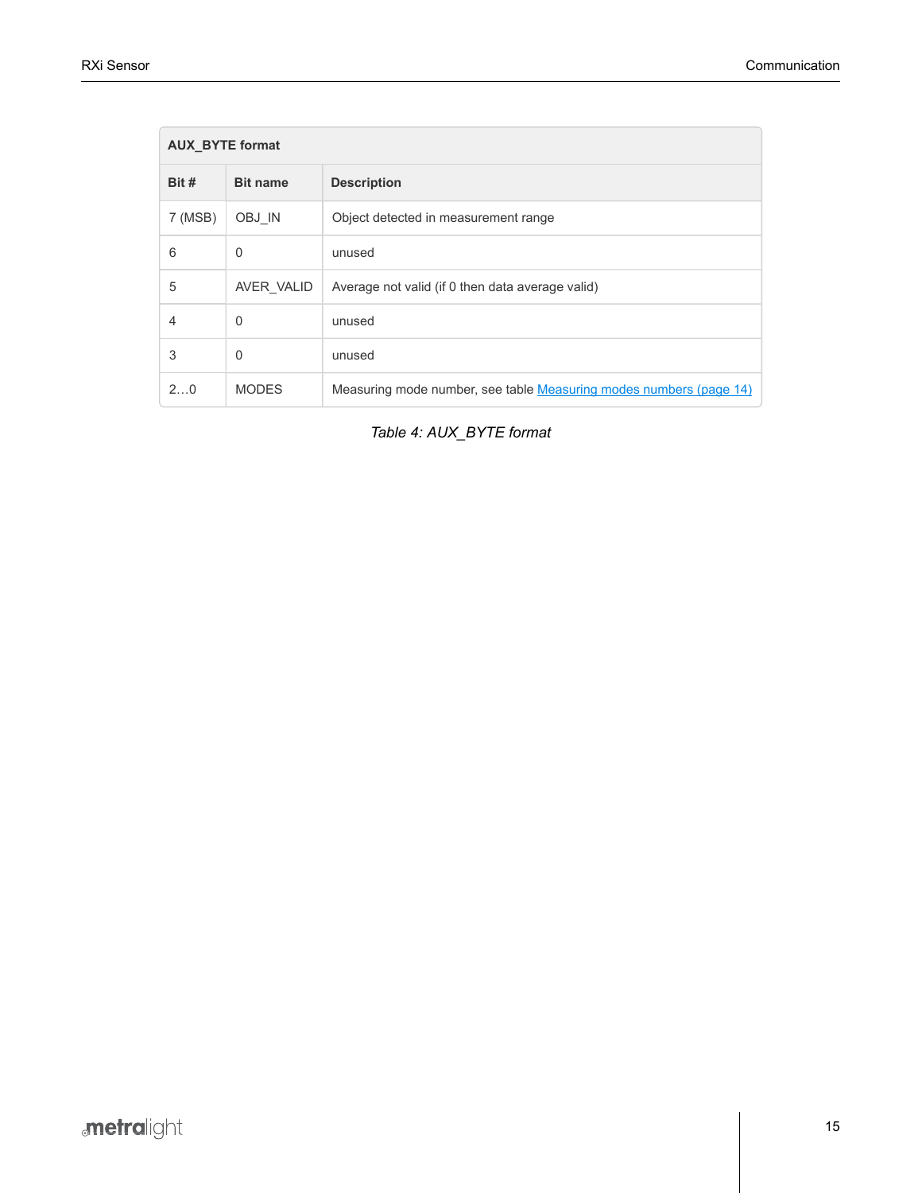| AUX_BYTE format | | |
|---|---|---|
| **Bit #** | **Bit name** | **Description** |
| 7 (MSB) | OBJ_IN | Object detected in measurement range |
| 6 | 0 | unused |
| 5 | AVER_VALID | Average not valid (if 0 then data average valid) |
| 4 | 0 | unused |
| 3 | 0 | unused |
| 2…0 | MODES | Measuring mode number, see table Measuring modes numbers (page 14) |

*Table 4: AUX_BYTE format*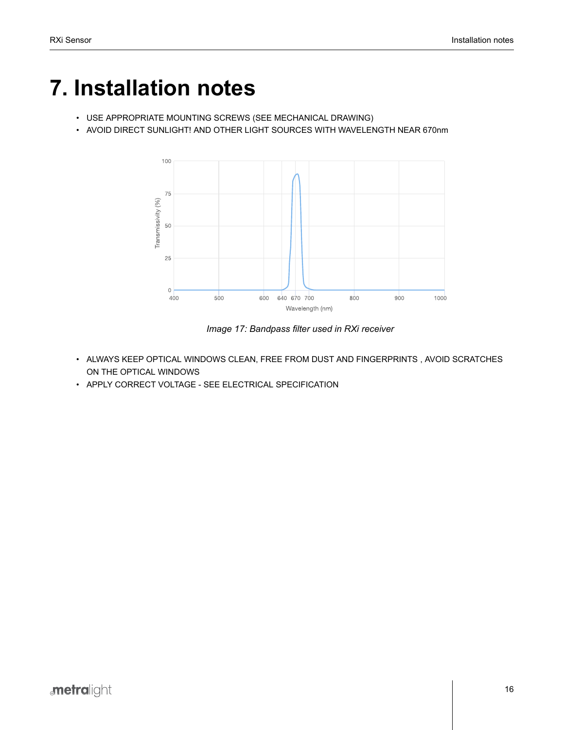# 7. Installation notes

- USE APPROPRIATE MOUNTING SCREWS (SEE MECHANICAL DRAWING)
- AVOID DIRECT SUNLIGHT! AND OTHER LIGHT SOURCES WITH WAVELENGTH NEAR 670nm

*Image 17: Bandpass filter used in RXi receiver*

- ALWAYS KEEP OPTICAL WINDOWS CLEAN, FREE FROM DUST AND FINGERPRINTS , AVOID SCRATCHES ON THE OPTICAL WINDOWS
- APPLY CORRECT VOLTAGE - SEE ELECTRICAL SPECIFICATION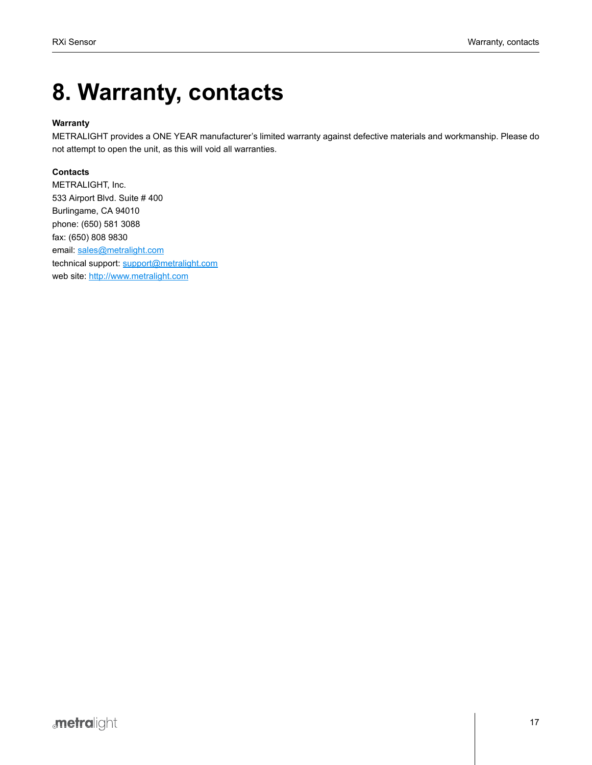# 8. Warranty, contacts

**Warranty**

METRALIGHT provides a ONE YEAR manufacturer's limited warranty against defective materials and workmanship. Please do not attempt to open the unit, as this will void all warranties.

**Contacts**

METRALIGHT, Inc.
533 Airport Blvd. Suite # 400
Burlingame, CA 94010
phone: (650) 581 3088
fax: (650) 808 9830
email: sales@metralight.com
technical support: support@metralight.com
web site: http://www.metralight.com